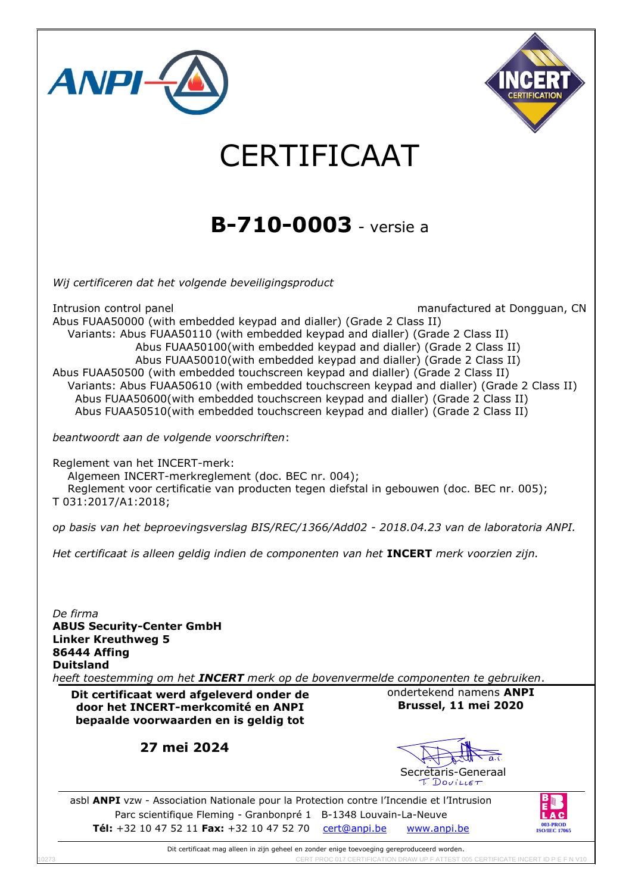# CERTIFICAAT

## **B-710-0003** - versie a

*Wij certificeren dat het volgende beveiligingsproduct*

Intrusion control panel — manufactured at Dongguan, CN

Abus FUAA50000 (with embedded keypad and dialler) (Grade 2 Class II)
Variants: Abus FUAA50110 (with embedded keypad and dialler) (Grade 2 Class II)
Abus FUAA50100(with embedded keypad and dialler) (Grade 2 Class II)
Abus FUAA50010(with embedded keypad and dialler) (Grade 2 Class II)

Abus FUAA50500 (with embedded touchscreen keypad and dialler) (Grade 2 Class II)
Variants: Abus FUAA50610 (with embedded touchscreen keypad and dialler) (Grade 2 Class II)
Abus FUAA50600(with embedded touchscreen keypad and dialler) (Grade 2 Class II)
Abus FUAA50510(with embedded touchscreen keypad and dialler) (Grade 2 Class II)

*beantwoordt aan de volgende voorschriften*:

Reglement van het INCERT-merk:
Algemeen INCERT-merkreglement (doc. BEC nr. 004);
Reglement voor certificatie van producten tegen diefstal in gebouwen (doc. BEC nr. 005);
T 031:2017/A1:2018;

*op basis van het beproevingsverslag BIS/REC/1366/Add02 - 2018.04.23 van de laboratoria ANPI.*

*Het certificaat is alleen geldig indien de componenten van het* **INCERT** *merk voorzien zijn.*

*De firma*
**ABUS Security-Center GmbH**
**Linker Kreuthweg 5**
**86444 Affing**
**Duitsland**
*heeft toestemming om het* ***INCERT*** *merk op de bovenvermelde componenten te gebruiken*.

**Dit certificaat werd afgeleverd onder de door het INCERT-merkcomité en ANPI bepaalde voorwaarden en is geldig tot**

**27 mei 2024**

ondertekend namens **ANPI**
**Brussel, 11 mei 2020**

a.i.
Secretaris-Generaal
T. DOUILLET

asbl **ANPI** vzw - Association Nationale pour la Protection contre l'Incendie et l'Intrusion
Parc scientifique Fleming - Granbonpré 1 B-1348 Louvain-La-Neuve
**Tél:** +32 10 47 52 11 **Fax:** +32 10 47 52 70 cert@anpi.be www.anpi.be

BELAC 003-PROD ISO/IEC 17065

Dit certificaat mag alleen in zijn geheel en zonder enige toevoeging gereproduceerd worden.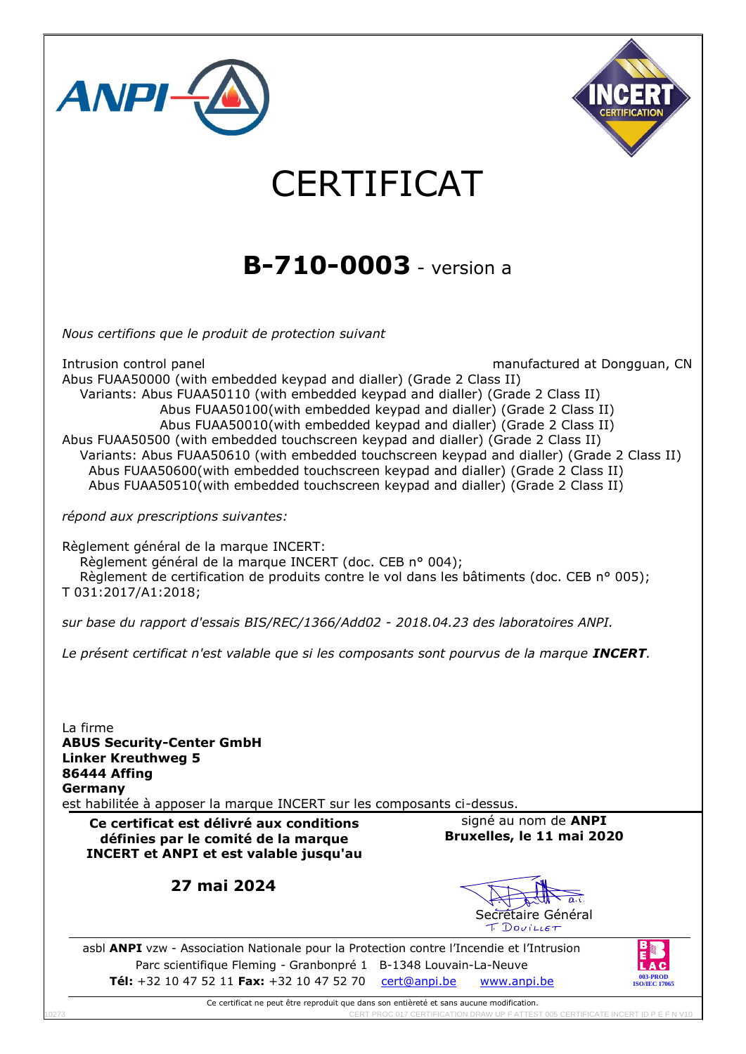# CERTIFICAT

## **B-710-0003** - version a

*Nous certifions que le produit de protection suivant*

Intrusion control panel — manufactured at Dongguan, CN

Abus FUAA50000 (with embedded keypad and dialler) (Grade 2 Class II)
Variants: Abus FUAA50110 (with embedded keypad and dialler) (Grade 2 Class II)
Abus FUAA50100(with embedded keypad and dialler) (Grade 2 Class II)
Abus FUAA50010(with embedded keypad and dialler) (Grade 2 Class II)

Abus FUAA50500 (with embedded touchscreen keypad and dialler) (Grade 2 Class II)
Variants: Abus FUAA50610 (with embedded touchscreen keypad and dialler) (Grade 2 Class II)
Abus FUAA50600(with embedded touchscreen keypad and dialler) (Grade 2 Class II)
Abus FUAA50510(with embedded touchscreen keypad and dialler) (Grade 2 Class II)

*répond aux prescriptions suivantes:*

Règlement général de la marque INCERT:
Règlement général de la marque INCERT (doc. CEB n° 004);
Règlement de certification de produits contre le vol dans les bâtiments (doc. CEB n° 005);
T 031:2017/A1:2018;

*sur base du rapport d'essais BIS/REC/1366/Add02 - 2018.04.23 des laboratoires ANPI.*

*Le présent certificat n'est valable que si les composants sont pourvus de la marque **INCERT**.*

La firme
**ABUS Security-Center GmbH**
**Linker Kreuthweg 5**
**86444 Affing**
**Germany**
est habilitée à apposer la marque INCERT sur les composants ci-dessus.

**Ce certificat est délivré aux conditions définies par le comité de la marque INCERT et ANPI et est valable jusqu'au**

**27 mai 2024**

signé au nom de **ANPI**
**Bruxelles, le 11 mai 2020**

Secrétaire Général
T. Douillet

asbl **ANPI** vzw - Association Nationale pour la Protection contre l'Incendie et l'Intrusion
Parc scientifique Fleming - Granbonpré 1 B-1348 Louvain-La-Neuve
**Tél:** +32 10 47 52 11 **Fax:** +32 10 47 52 70 cert@anpi.be www.anpi.be

BELAC 003-PROD ISO/IEC 17065

Ce certificat ne peut être reproduit que dans son entièreté et sans aucune modification.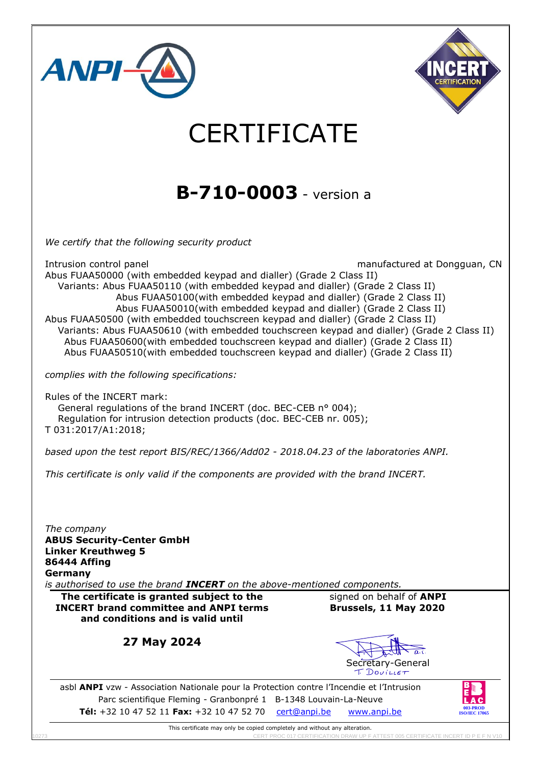# CERTIFICATE

## **B-710-0003** - version a

*We certify that the following security product*

Intrusion control panel manufactured at Dongguan, CN

Abus FUAA50000 (with embedded keypad and dialler) (Grade 2 Class II)
Variants: Abus FUAA50110 (with embedded keypad and dialler) (Grade 2 Class II)
Abus FUAA50100(with embedded keypad and dialler) (Grade 2 Class II)
Abus FUAA50010(with embedded keypad and dialler) (Grade 2 Class II)

Abus FUAA50500 (with embedded touchscreen keypad and dialler) (Grade 2 Class II)
Variants: Abus FUAA50610 (with embedded touchscreen keypad and dialler) (Grade 2 Class II)
Abus FUAA50600(with embedded touchscreen keypad and dialler) (Grade 2 Class II)
Abus FUAA50510(with embedded touchscreen keypad and dialler) (Grade 2 Class II)

*complies with the following specifications:*

Rules of the INCERT mark:
General regulations of the brand INCERT (doc. BEC-CEB n° 004);
Regulation for intrusion detection products (doc. BEC-CEB nr. 005);
T 031:2017/A1:2018;

*based upon the test report BIS/REC/1366/Add02 - 2018.04.23 of the laboratories ANPI.*

*This certificate is only valid if the components are provided with the brand INCERT.*

*The company*
**ABUS Security-Center GmbH**
**Linker Kreuthweg 5**
**86444 Affing**
**Germany**
*is authorised to use the brand **INCERT** on the above-mentioned components.*

**The certificate is granted subject to the INCERT brand committee and ANPI terms and conditions and is valid until**

**27 May 2024**

signed on behalf of **ANPI**
**Brussels, 11 May 2020**

Secretary-General
T. Douillet

asbl **ANPI** vzw - Association Nationale pour la Protection contre l'Incendie et l'Intrusion
Parc scientifique Fleming - Granbonpré 1 B-1348 Louvain-La-Neuve
**Tél:** +32 10 47 52 11 **Fax:** +32 10 47 52 70 cert@anpi.be www.anpi.be

BELAC 003-PROD ISO/IEC 17065

This certificate may only be copied completely and without any alteration.